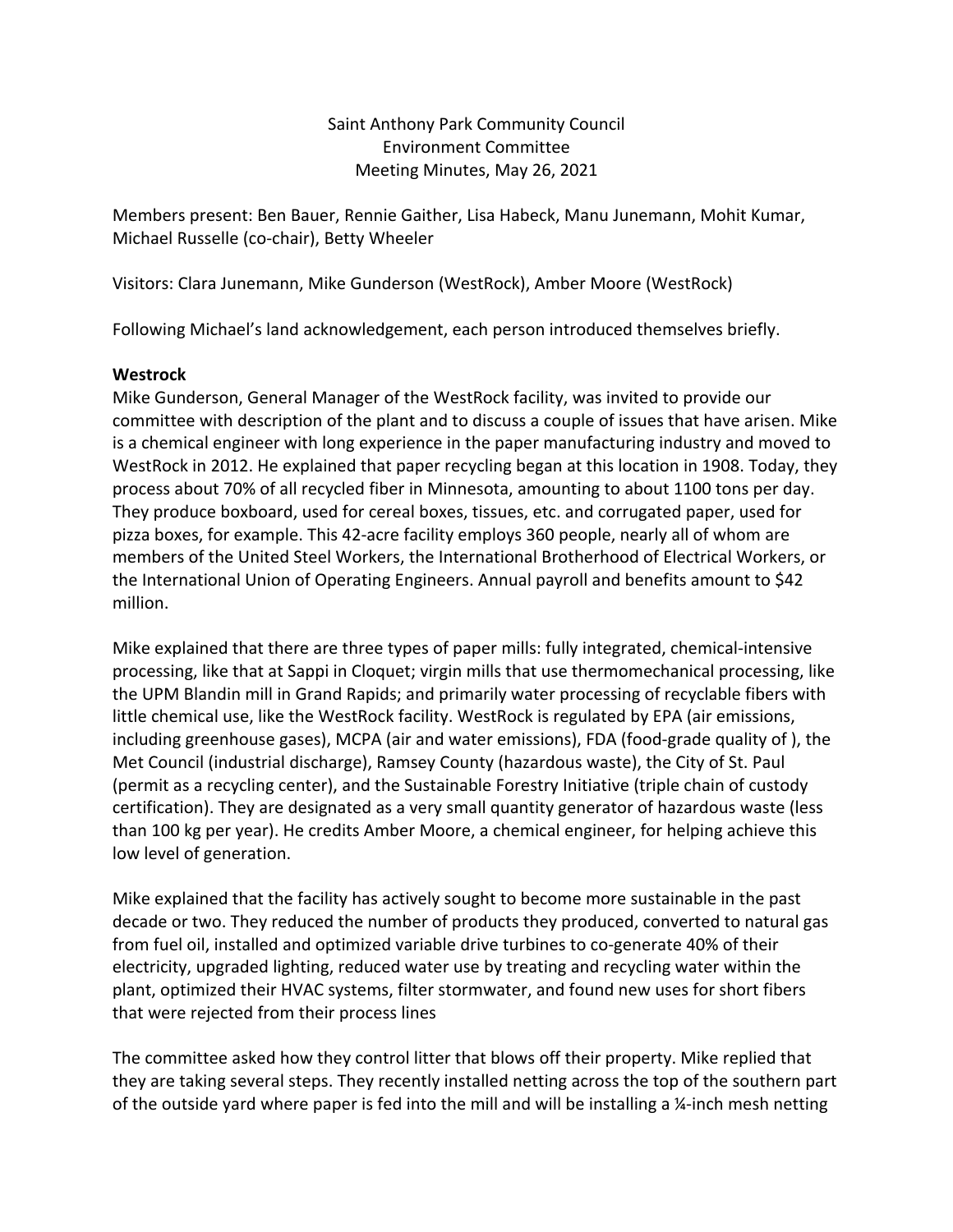Saint Anthony Park Community Council
Environment Committee
Meeting Minutes, May 26, 2021

Members present: Ben Bauer, Rennie Gaither, Lisa Habeck, Manu Junemann, Mohit Kumar, Michael Russelle (co-chair), Betty Wheeler

Visitors: Clara Junemann, Mike Gunderson (WestRock), Amber Moore (WestRock)

Following Michael's land acknowledgement, each person introduced themselves briefly.

**Westrock**

Mike Gunderson, General Manager of the WestRock facility, was invited to provide our committee with description of the plant and to discuss a couple of issues that have arisen. Mike is a chemical engineer with long experience in the paper manufacturing industry and moved to WestRock in 2012. He explained that paper recycling began at this location in 1908. Today, they process about 70% of all recycled fiber in Minnesota, amounting to about 1100 tons per day. They produce boxboard, used for cereal boxes, tissues, etc. and corrugated paper, used for pizza boxes, for example. This 42-acre facility employs 360 people, nearly all of whom are members of the United Steel Workers, the International Brotherhood of Electrical Workers, or the International Union of Operating Engineers. Annual payroll and benefits amount to $42 million.

Mike explained that there are three types of paper mills: fully integrated, chemical-intensive processing, like that at Sappi in Cloquet; virgin mills that use thermomechanical processing, like the UPM Blandin mill in Grand Rapids; and primarily water processing of recyclable fibers with little chemical use, like the WestRock facility. WestRock is regulated by EPA (air emissions, including greenhouse gases), MCPA (air and water emissions), FDA (food-grade quality of ), the Met Council (industrial discharge), Ramsey County (hazardous waste), the City of St. Paul (permit as a recycling center), and the Sustainable Forestry Initiative (triple chain of custody certification). They are designated as a very small quantity generator of hazardous waste (less than 100 kg per year). He credits Amber Moore, a chemical engineer, for helping achieve this low level of generation.

Mike explained that the facility has actively sought to become more sustainable in the past decade or two. They reduced the number of products they produced, converted to natural gas from fuel oil, installed and optimized variable drive turbines to co-generate 40% of their electricity, upgraded lighting, reduced water use by treating and recycling water within the plant, optimized their HVAC systems, filter stormwater, and found new uses for short fibers that were rejected from their process lines

The committee asked how they control litter that blows off their property. Mike replied that they are taking several steps. They recently installed netting across the top of the southern part of the outside yard where paper is fed into the mill and will be installing a ¼-inch mesh netting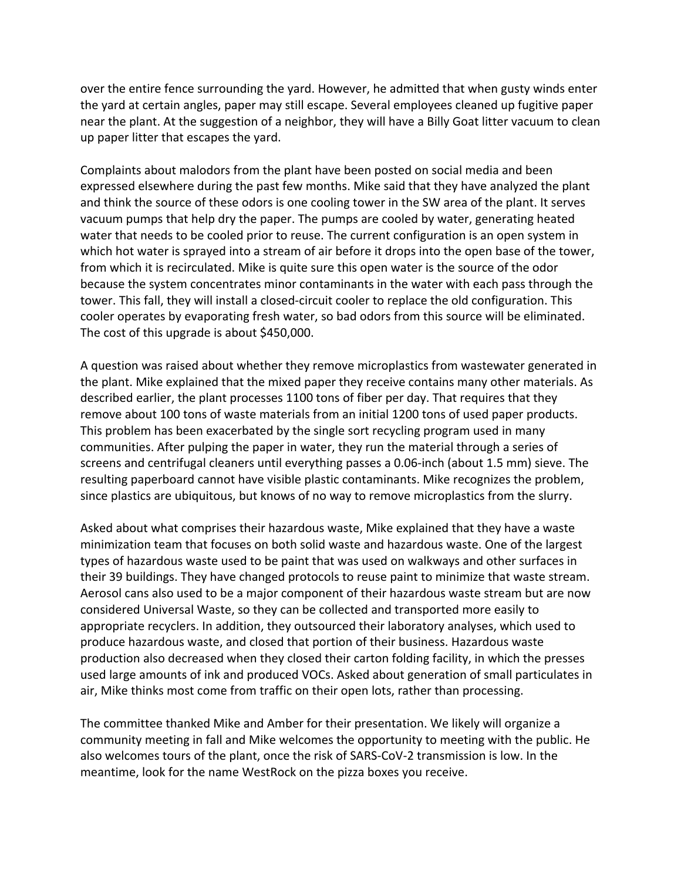over the entire fence surrounding the yard. However, he admitted that when gusty winds enter the yard at certain angles, paper may still escape. Several employees cleaned up fugitive paper near the plant. At the suggestion of a neighbor, they will have a Billy Goat litter vacuum to clean up paper litter that escapes the yard.

Complaints about malodors from the plant have been posted on social media and been expressed elsewhere during the past few months. Mike said that they have analyzed the plant and think the source of these odors is one cooling tower in the SW area of the plant. It serves vacuum pumps that help dry the paper. The pumps are cooled by water, generating heated water that needs to be cooled prior to reuse. The current configuration is an open system in which hot water is sprayed into a stream of air before it drops into the open base of the tower, from which it is recirculated. Mike is quite sure this open water is the source of the odor because the system concentrates minor contaminants in the water with each pass through the tower. This fall, they will install a closed-circuit cooler to replace the old configuration. This cooler operates by evaporating fresh water, so bad odors from this source will be eliminated. The cost of this upgrade is about $450,000.

A question was raised about whether they remove microplastics from wastewater generated in the plant. Mike explained that the mixed paper they receive contains many other materials. As described earlier, the plant processes 1100 tons of fiber per day. That requires that they remove about 100 tons of waste materials from an initial 1200 tons of used paper products. This problem has been exacerbated by the single sort recycling program used in many communities. After pulping the paper in water, they run the material through a series of screens and centrifugal cleaners until everything passes a 0.06-inch (about 1.5 mm) sieve. The resulting paperboard cannot have visible plastic contaminants. Mike recognizes the problem, since plastics are ubiquitous, but knows of no way to remove microplastics from the slurry.

Asked about what comprises their hazardous waste, Mike explained that they have a waste minimization team that focuses on both solid waste and hazardous waste. One of the largest types of hazardous waste used to be paint that was used on walkways and other surfaces in their 39 buildings. They have changed protocols to reuse paint to minimize that waste stream. Aerosol cans also used to be a major component of their hazardous waste stream but are now considered Universal Waste, so they can be collected and transported more easily to appropriate recyclers. In addition, they outsourced their laboratory analyses, which used to produce hazardous waste, and closed that portion of their business. Hazardous waste production also decreased when they closed their carton folding facility, in which the presses used large amounts of ink and produced VOCs. Asked about generation of small particulates in air, Mike thinks most come from traffic on their open lots, rather than processing.

The committee thanked Mike and Amber for their presentation. We likely will organize a community meeting in fall and Mike welcomes the opportunity to meeting with the public. He also welcomes tours of the plant, once the risk of SARS-CoV-2 transmission is low. In the meantime, look for the name WestRock on the pizza boxes you receive.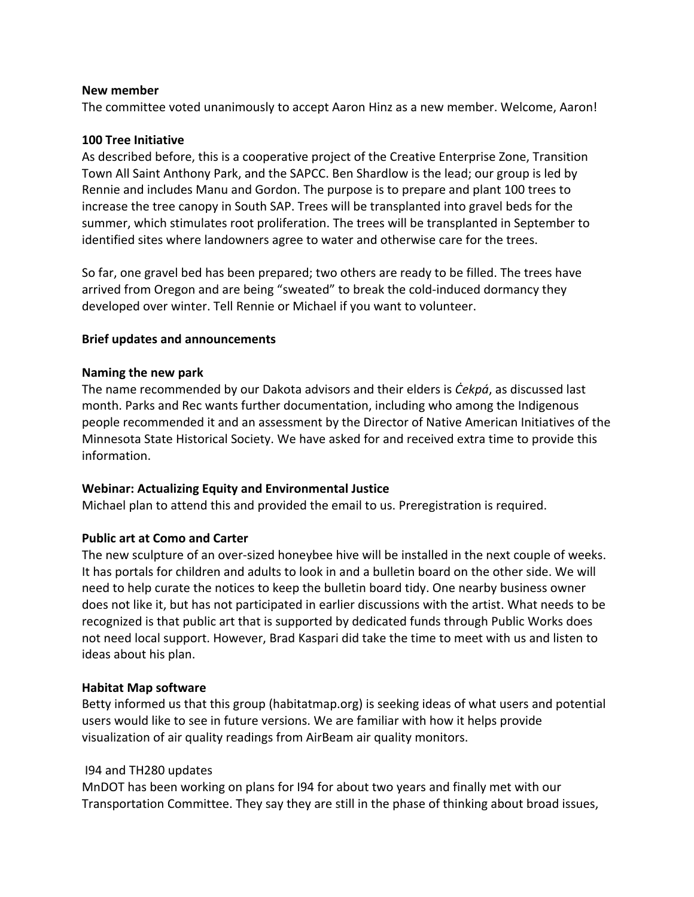**New member**

The committee voted unanimously to accept Aaron Hinz as a new member. Welcome, Aaron!

**100 Tree Initiative**

As described before, this is a cooperative project of the Creative Enterprise Zone, Transition Town All Saint Anthony Park, and the SAPCC. Ben Shardlow is the lead; our group is led by Rennie and includes Manu and Gordon. The purpose is to prepare and plant 100 trees to increase the tree canopy in South SAP. Trees will be transplanted into gravel beds for the summer, which stimulates root proliferation. The trees will be transplanted in September to identified sites where landowners agree to water and otherwise care for the trees.

So far, one gravel bed has been prepared; two others are ready to be filled. The trees have arrived from Oregon and are being "sweated" to break the cold-induced dormancy they developed over winter. Tell Rennie or Michael if you want to volunteer.

**Brief updates and announcements**

**Naming the new park**

The name recommended by our Dakota advisors and their elders is *Ċekpá*, as discussed last month. Parks and Rec wants further documentation, including who among the Indigenous people recommended it and an assessment by the Director of Native American Initiatives of the Minnesota State Historical Society. We have asked for and received extra time to provide this information.

**Webinar: Actualizing Equity and Environmental Justice**

Michael plan to attend this and provided the email to us. Preregistration is required.

**Public art at Como and Carter**

The new sculpture of an over-sized honeybee hive will be installed in the next couple of weeks. It has portals for children and adults to look in and a bulletin board on the other side. We will need to help curate the notices to keep the bulletin board tidy. One nearby business owner does not like it, but has not participated in earlier discussions with the artist. What needs to be recognized is that public art that is supported by dedicated funds through Public Works does not need local support. However, Brad Kaspari did take the time to meet with us and listen to ideas about his plan.

**Habitat Map software**

Betty informed us that this group (habitatmap.org) is seeking ideas of what users and potential users would like to see in future versions. We are familiar with how it helps provide visualization of air quality readings from AirBeam air quality monitors.

I94 and TH280 updates

MnDOT has been working on plans for I94 for about two years and finally met with our Transportation Committee. They say they are still in the phase of thinking about broad issues,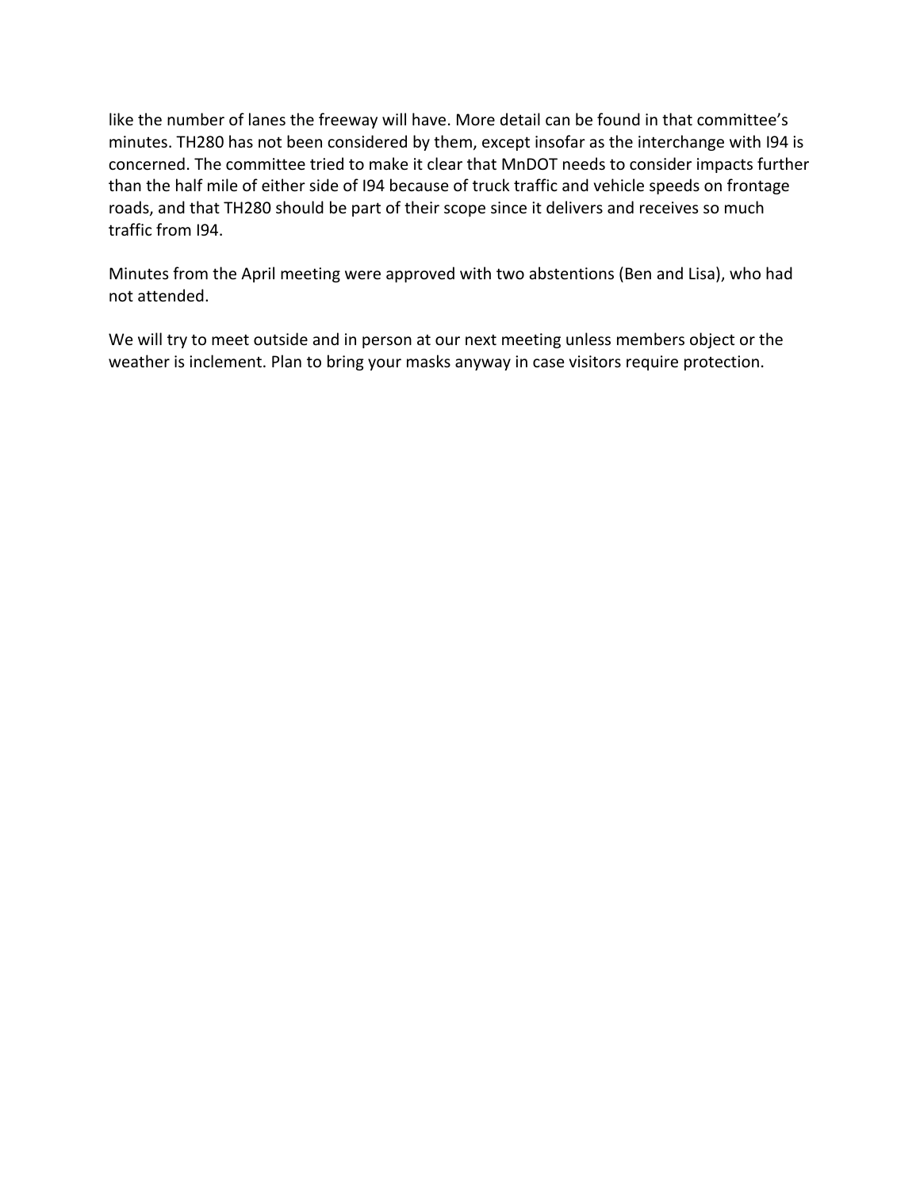like the number of lanes the freeway will have. More detail can be found in that committee's minutes. TH280 has not been considered by them, except insofar as the interchange with I94 is concerned. The committee tried to make it clear that MnDOT needs to consider impacts further than the half mile of either side of I94 because of truck traffic and vehicle speeds on frontage roads, and that TH280 should be part of their scope since it delivers and receives so much traffic from I94.

Minutes from the April meeting were approved with two abstentions (Ben and Lisa), who had not attended.

We will try to meet outside and in person at our next meeting unless members object or the weather is inclement. Plan to bring your masks anyway in case visitors require protection.